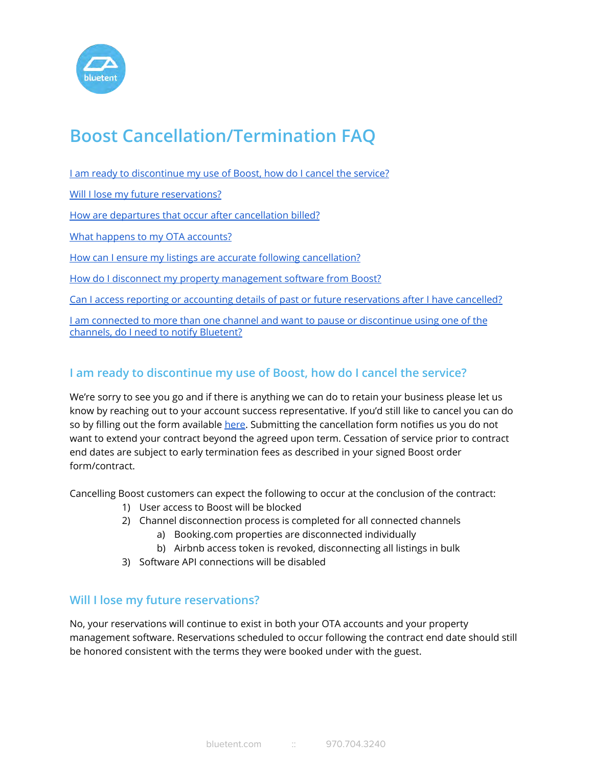# Boost Cancellation/Termination FAQ

[I am ready to discontinue my use of Boost, how do I cancel the service?](#)

[Will I lose my future reservations?](#)

[How are departures that occur after cancellation billed?](#)

[What happens to my OTA accounts?](#)

[How can I ensure my listings are accurate following cancellation?](#)

[How do I disconnect my property management software from Boost?](#)

[Can I access reporting or accounting details of past or future reservations after I have cancelled?](#)

[I am connected to more than one channel and want to pause or discontinue using one of the channels, do I need to notify Bluetent?](#)

## I am ready to discontinue my use of Boost, how do I cancel the service?

We're sorry to see you go and if there is anything we can do to retain your business please let us know by reaching out to your account success representative. If you'd still like to cancel you can do so by filling out the form available [here](#). Submitting the cancellation form notifies us you do not want to extend your contract beyond the agreed upon term. Cessation of service prior to contract end dates are subject to early termination fees as described in your signed Boost order form/contract.

Cancelling Boost customers can expect the following to occur at the conclusion of the contract:

1) User access to Boost will be blocked
2) Channel disconnection process is completed for all connected channels
    a) Booking.com properties are disconnected individually
    b) Airbnb access token is revoked, disconnecting all listings in bulk
3) Software API connections will be disabled

## Will I lose my future reservations?

No, your reservations will continue to exist in both your OTA accounts and your property management software. Reservations scheduled to occur following the contract end date should still be honored consistent with the terms they were booked under with the guest.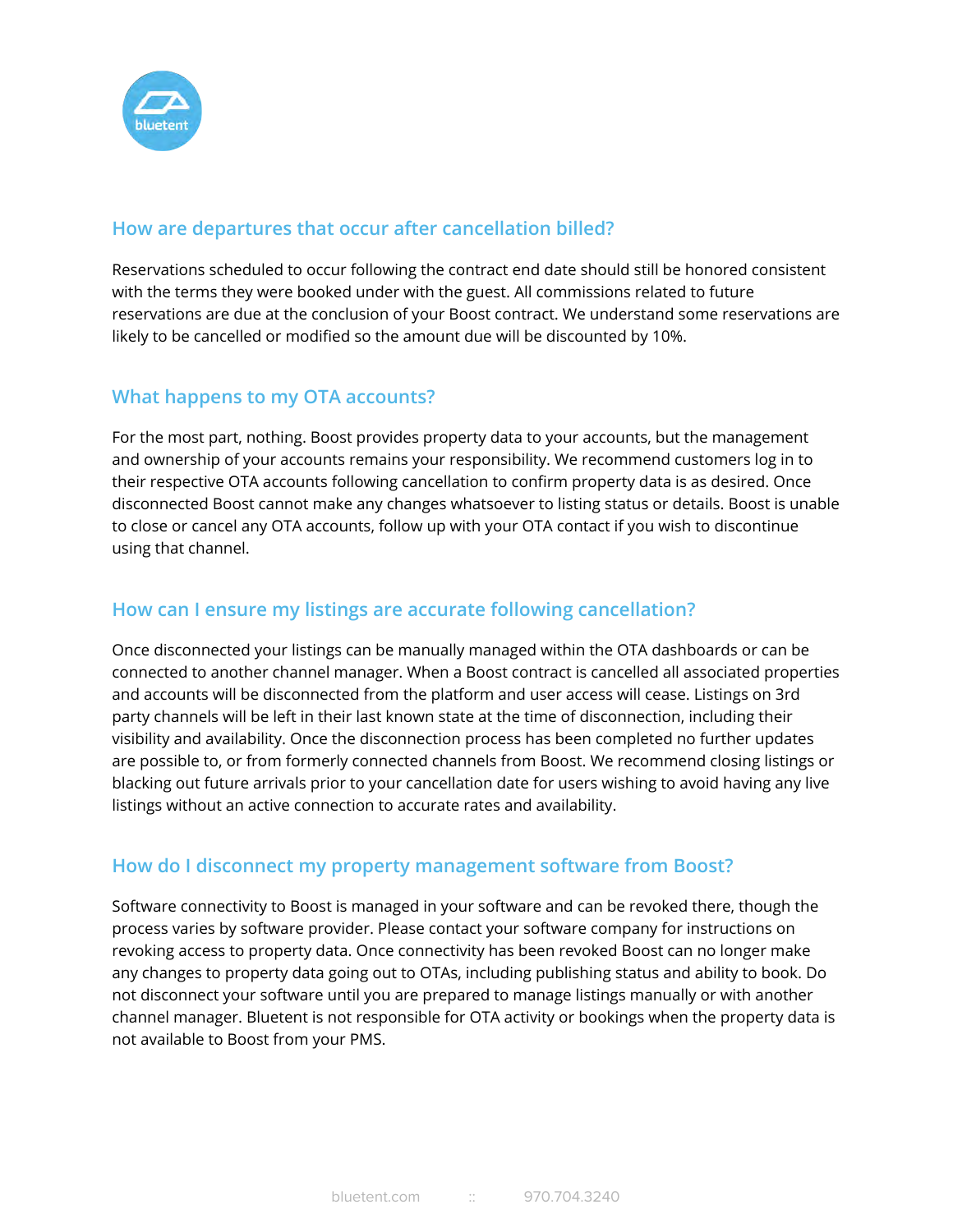## How are departures that occur after cancellation billed?

Reservations scheduled to occur following the contract end date should still be honored consistent with the terms they were booked under with the guest. All commissions related to future reservations are due at the conclusion of your Boost contract. We understand some reservations are likely to be cancelled or modified so the amount due will be discounted by 10%.

## What happens to my OTA accounts?

For the most part, nothing. Boost provides property data to your accounts, but the management and ownership of your accounts remains your responsibility. We recommend customers log in to their respective OTA accounts following cancellation to confirm property data is as desired. Once disconnected Boost cannot make any changes whatsoever to listing status or details. Boost is unable to close or cancel any OTA accounts, follow up with your OTA contact if you wish to discontinue using that channel.

## How can I ensure my listings are accurate following cancellation?

Once disconnected your listings can be manually managed within the OTA dashboards or can be connected to another channel manager. When a Boost contract is cancelled all associated properties and accounts will be disconnected from the platform and user access will cease. Listings on 3rd party channels will be left in their last known state at the time of disconnection, including their visibility and availability. Once the disconnection process has been completed no further updates are possible to, or from formerly connected channels from Boost. We recommend closing listings or blacking out future arrivals prior to your cancellation date for users wishing to avoid having any live listings without an active connection to accurate rates and availability.

## How do I disconnect my property management software from Boost?

Software connectivity to Boost is managed in your software and can be revoked there, though the process varies by software provider. Please contact your software company for instructions on revoking access to property data. Once connectivity has been revoked Boost can no longer make any changes to property data going out to OTAs, including publishing status and ability to book. Do not disconnect your software until you are prepared to manage listings manually or with another channel manager. Bluetent is not responsible for OTA activity or bookings when the property data is not available to Boost from your PMS.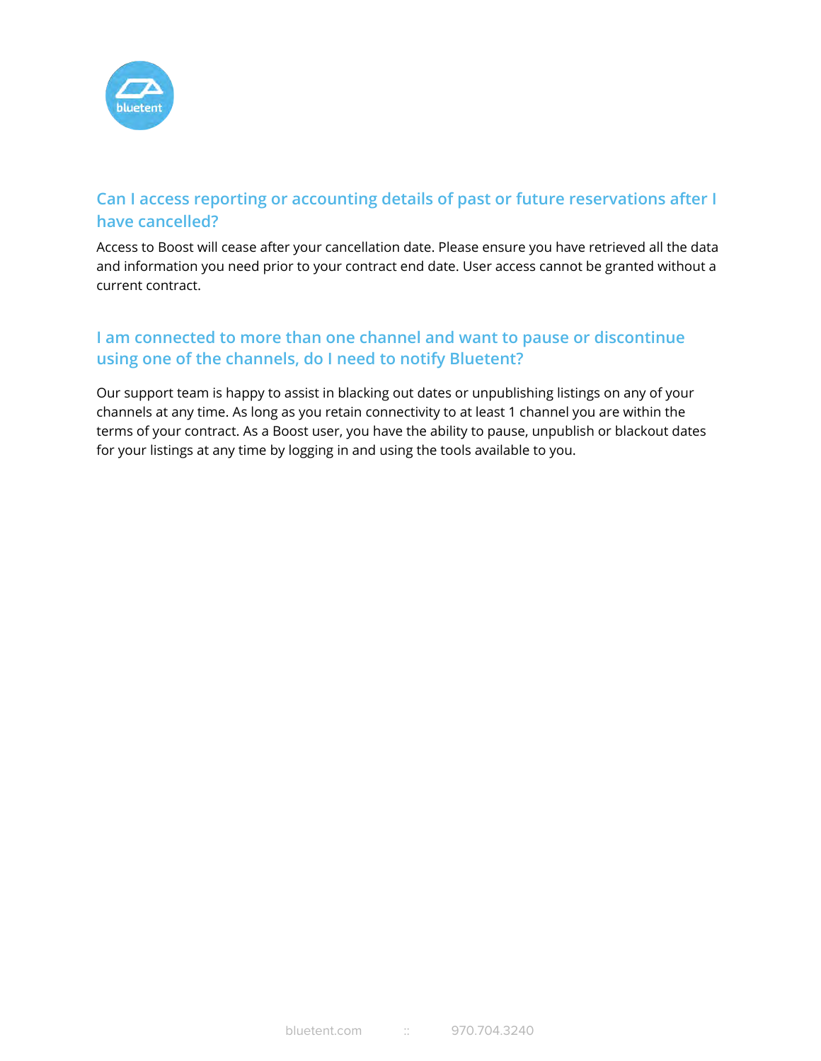## Can I access reporting or accounting details of past or future reservations after I have cancelled?

Access to Boost will cease after your cancellation date. Please ensure you have retrieved all the data and information you need prior to your contract end date. User access cannot be granted without a current contract.

## I am connected to more than one channel and want to pause or discontinue using one of the channels, do I need to notify Bluetent?

Our support team is happy to assist in blacking out dates or unpublishing listings on any of your channels at any time. As long as you retain connectivity to at least 1 channel you are within the terms of your contract. As a Boost user, you have the ability to pause, unpublish or blackout dates for your listings at any time by logging in and using the tools available to you.